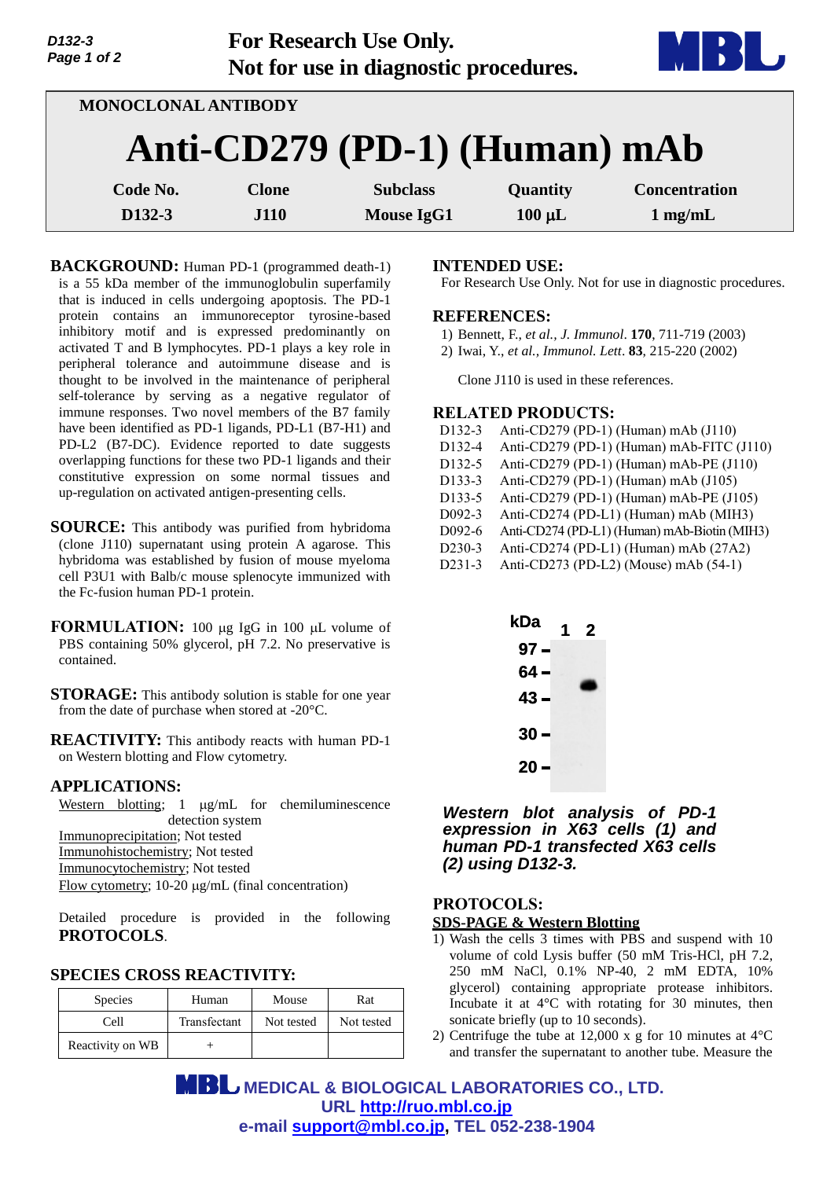For Research Use Only.
Not for use in diagnostic procedures.

MONOCLONAL ANTIBODY

# Anti-CD279 (PD-1) (Human) mAb

| Code No. | Clone | Subclass | Quantity | Concentration |
|---|---|---|---|---|
| D132-3 | J110 | Mouse IgG1 | 100 µL | 1 mg/mL |

**BACKGROUND:** Human PD-1 (programmed death-1) is a 55 kDa member of the immunoglobulin superfamily that is induced in cells undergoing apoptosis. The PD-1 protein contains an immunoreceptor tyrosine-based inhibitory motif and is expressed predominantly on activated T and B lymphocytes. PD-1 plays a key role in peripheral tolerance and autoimmune disease and is thought to be involved in the maintenance of peripheral self-tolerance by serving as a negative regulator of immune responses. Two novel members of the B7 family have been identified as PD-1 ligands, PD-L1 (B7-H1) and PD-L2 (B7-DC). Evidence reported to date suggests overlapping functions for these two PD-1 ligands and their constitutive expression on some normal tissues and up-regulation on activated antigen-presenting cells.

**SOURCE:** This antibody was purified from hybridoma (clone J110) supernatant using protein A agarose. This hybridoma was established by fusion of mouse myeloma cell P3U1 with Balb/c mouse splenocyte immunized with the Fc-fusion human PD-1 protein.

**FORMULATION:** 100 µg IgG in 100 µL volume of PBS containing 50% glycerol, pH 7.2. No preservative is contained.

**STORAGE:** This antibody solution is stable for one year from the date of purchase when stored at -20°C.

**REACTIVITY:** This antibody reacts with human PD-1 on Western blotting and Flow cytometry.

## APPLICATIONS:

Western blotting; 1 µg/mL for chemiluminescence detection system
Immunoprecipitation; Not tested
Immunohistochemistry; Not tested
Immunocytochemistry; Not tested
Flow cytometry; 10-20 µg/mL (final concentration)

Detailed procedure is provided in the following **PROTOCOLS**.

## SPECIES CROSS REACTIVITY:

| Species | Human | Mouse | Rat |
|---|---|---|---|
| Cell | Transfectant | Not tested | Not tested |
| Reactivity on WB | + | | |

## INTENDED USE:

For Research Use Only. Not for use in diagnostic procedures.

## REFERENCES:

1) Bennett, F., *et al., J. Immunol*. **170**, 711-719 (2003)
2) Iwai, Y., *et al., Immunol. Lett*. **83**, 215-220 (2002)

Clone J110 is used in these references.

## RELATED PRODUCTS:

| | |
|---|---|
| D132-3 | Anti-CD279 (PD-1) (Human) mAb (J110) |
| D132-4 | Anti-CD279 (PD-1) (Human) mAb-FITC (J110) |
| D132-5 | Anti-CD279 (PD-1) (Human) mAb-PE (J110) |
| D133-3 | Anti-CD279 (PD-1) (Human) mAb (J105) |
| D133-5 | Anti-CD279 (PD-1) (Human) mAb-PE (J105) |
| D092-3 | Anti-CD274 (PD-L1) (Human) mAb (MIH3) |
| D092-6 | Anti-CD274 (PD-L1) (Human) mAb-Biotin (MIH3) |
| D230-3 | Anti-CD274 (PD-L1) (Human) mAb (27A2) |
| D231-3 | Anti-CD273 (PD-L2) (Mouse) mAb (54-1) |

***Western blot analysis of PD-1 expression in X63 cells (1) and human PD-1 transfected X63 cells (2) using D132-3.***

## PROTOCOLS:

### SDS-PAGE & Western Blotting

1) Wash the cells 3 times with PBS and suspend with 10 volume of cold Lysis buffer (50 mM Tris-HCl, pH 7.2, 250 mM NaCl, 0.1% NP-40, 2 mM EDTA, 10% glycerol) containing appropriate protease inhibitors. Incubate it at 4°C with rotating for 30 minutes, then sonicate briefly (up to 10 seconds).
2) Centrifuge the tube at 12,000 x g for 10 minutes at 4°C and transfer the supernatant to another tube. Measure the

MEDICAL & BIOLOGICAL LABORATORIES CO., LTD.
URL http://ruo.mbl.co.jp
e-mail support@mbl.co.jp, TEL 052-238-1904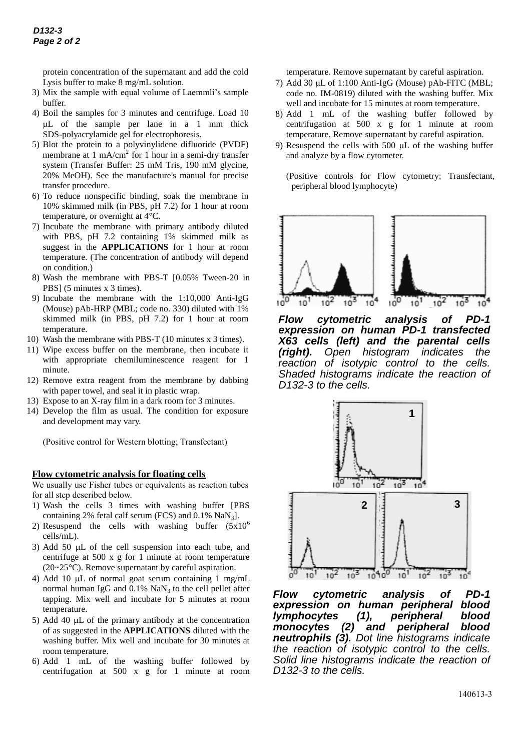protein concentration of the supernatant and add the cold Lysis buffer to make 8 mg/mL solution.

3) Mix the sample with equal volume of Laemmli's sample buffer.
4) Boil the samples for 3 minutes and centrifuge. Load 10 μL of the sample per lane in a 1 mm thick SDS-polyacrylamide gel for electrophoresis.
5) Blot the protein to a polyvinylidene difluoride (PVDF) membrane at 1 mA/cm$^2$ for 1 hour in a semi-dry transfer system (Transfer Buffer: 25 mM Tris, 190 mM glycine, 20% MeOH). See the manufacture's manual for precise transfer procedure.
6) To reduce nonspecific binding, soak the membrane in 10% skimmed milk (in PBS, pH 7.2) for 1 hour at room temperature, or overnight at 4°C.
7) Incubate the membrane with primary antibody diluted with PBS, pH 7.2 containing 1% skimmed milk as suggest in the **APPLICATIONS** for 1 hour at room temperature. (The concentration of antibody will depend on condition.)
8) Wash the membrane with PBS-T [0.05% Tween-20 in PBS] (5 minutes x 3 times).
9) Incubate the membrane with the 1:10,000 Anti-IgG (Mouse) pAb-HRP (MBL; code no. 330) diluted with 1% skimmed milk (in PBS, pH 7.2) for 1 hour at room temperature.
10) Wash the membrane with PBS-T (10 minutes x 3 times).
11) Wipe excess buffer on the membrane, then incubate it with appropriate chemiluminescence reagent for 1 minute.
12) Remove extra reagent from the membrane by dabbing with paper towel, and seal it in plastic wrap.
13) Expose to an X-ray film in a dark room for 3 minutes.
14) Develop the film as usual. The condition for exposure and development may vary.

(Positive control for Western blotting; Transfectant)

**Flow cytometric analysis for floating cells**

We usually use Fisher tubes or equivalents as reaction tubes for all step described below.

1) Wash the cells 3 times with washing buffer [PBS containing 2% fetal calf serum (FCS) and 0.1% $NaN_3$].
2) Resuspend the cells with washing buffer ($5x10^6$ cells/mL).
3) Add 50 μL of the cell suspension into each tube, and centrifuge at 500 x g for 1 minute at room temperature (20~25°C). Remove supernatant by careful aspiration.
4) Add 10 μL of normal goat serum containing 1 mg/mL normal human IgG and 0.1% $NaN_3$ to the cell pellet after tapping. Mix well and incubate for 5 minutes at room temperature.
5) Add 40 μL of the primary antibody at the concentration of as suggested in the **APPLICATIONS** diluted with the washing buffer. Mix well and incubate for 30 minutes at room temperature.
6) Add 1 mL of the washing buffer followed by centrifugation at 500 x g for 1 minute at room temperature. Remove supernatant by careful aspiration.
7) Add 30 μL of 1:100 Anti-IgG (Mouse) pAb-FITC (MBL; code no. IM-0819) diluted with the washing buffer. Mix well and incubate for 15 minutes at room temperature.
8) Add 1 mL of the washing buffer followed by centrifugation at 500 x g for 1 minute at room temperature. Remove supernatant by careful aspiration.
9) Resuspend the cells with 500 μL of the washing buffer and analyze by a flow cytometer.

(Positive controls for Flow cytometry; Transfectant, peripheral blood lymphocyte)

10$^0$ 10$^1$ 10$^2$ 10$^3$ 10$^4$

10$^0$ 10$^1$ 10$^2$ 10$^3$ 10$^4$

***Flow cytometric analysis of PD-1 expression on human PD-1 transfected X63 cells (left) and the parental cells (right).*** *Open histogram indicates the reaction of isotypic control to the cells. Shaded histograms indicate the reaction of D132-3 to the cells.*

1

10$^0$ 10$^1$ 10$^2$ 10$^3$ 10$^4$

2

3

10$^0$ 10$^1$ 10$^2$ 10$^3$ 10$^4$ 10$^0$ 10$^1$ 10$^2$ 10$^3$ 10$^4$

***Flow cytometric analysis of PD-1 expression on human peripheral blood lymphocytes (1), peripheral blood monocytes (2) and peripheral blood neutrophils (3).*** *Dot line histograms indicate the reaction of isotypic control to the cells. Solid line histograms indicate the reaction of D132-3 to the cells.*

140613-3